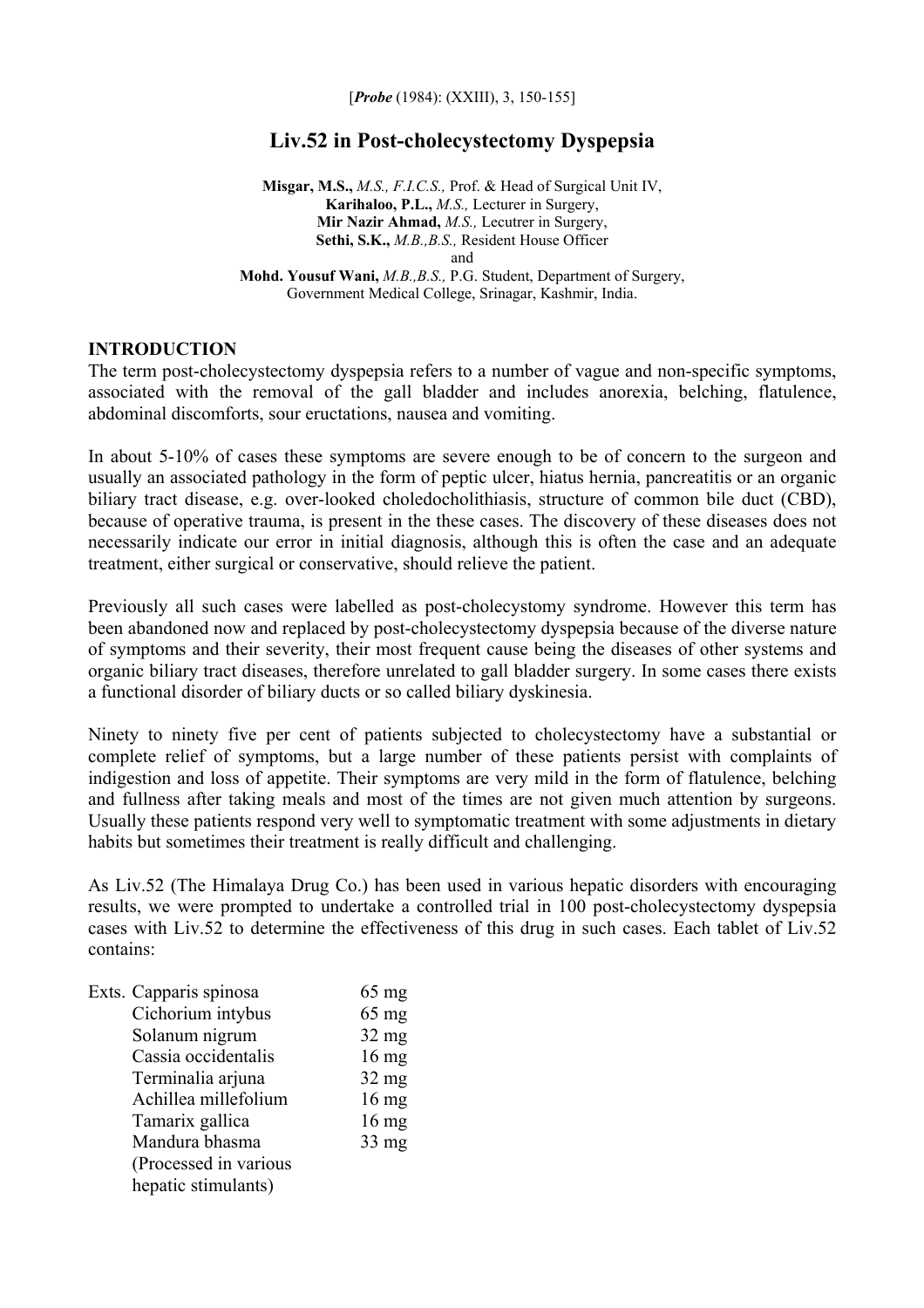[*Probe* (1984): (XXIII), 3, 150-155]

# Liv.52 in Post-cholecystectomy Dyspepsia

**Misgar, M.S.,** *M.S., F.I.C.S.,* Prof. & Head of Surgical Unit IV,
**Karihaloo, P.L.,** *M.S.,* Lecturer in Surgery,
**Mir Nazir Ahmad,** *M.S.,* Lecutrer in Surgery,
**Sethi, S.K.,** *M.B.,B.S.,* Resident House Officer
and
**Mohd. Yousuf Wani,** *M.B.,B.S.,* P.G. Student, Department of Surgery,
Government Medical College, Srinagar, Kashmir, India.

## INTRODUCTION

The term post-cholecystectomy dyspepsia refers to a number of vague and non-specific symptoms, associated with the removal of the gall bladder and includes anorexia, belching, flatulence, abdominal discomforts, sour eructations, nausea and vomiting.

In about 5-10% of cases these symptoms are severe enough to be of concern to the surgeon and usually an associated pathology in the form of peptic ulcer, hiatus hernia, pancreatitis or an organic biliary tract disease, e.g. over-looked choledocholithiasis, structure of common bile duct (CBD), because of operative trauma, is present in the these cases. The discovery of these diseases does not necessarily indicate our error in initial diagnosis, although this is often the case and an adequate treatment, either surgical or conservative, should relieve the patient.

Previously all such cases were labelled as post-cholecystomy syndrome. However this term has been abandoned now and replaced by post-cholecystectomy dyspepsia because of the diverse nature of symptoms and their severity, their most frequent cause being the diseases of other systems and organic biliary tract diseases, therefore unrelated to gall bladder surgery. In some cases there exists a functional disorder of biliary ducts or so called biliary dyskinesia.

Ninety to ninety five per cent of patients subjected to cholecystectomy have a substantial or complete relief of symptoms, but a large number of these patients persist with complaints of indigestion and loss of appetite. Their symptoms are very mild in the form of flatulence, belching and fullness after taking meals and most of the times are not given much attention by surgeons. Usually these patients respond very well to symptomatic treatment with some adjustments in dietary habits but sometimes their treatment is really difficult and challenging.

As Liv.52 (The Himalaya Drug Co.) has been used in various hepatic disorders with encouraging results, we were prompted to undertake a controlled trial in 100 post-cholecystectomy dyspepsia cases with Liv.52 to determine the effectiveness of this drug in such cases. Each tablet of Liv.52 contains:

| | | |
|---|---|---|
| Exts. | Capparis spinosa | 65 mg |
| | Cichorium intybus | 65 mg |
| | Solanum nigrum | 32 mg |
| | Cassia occidentalis | 16 mg |
| | Terminalia arjuna | 32 mg |
| | Achillea millefolium | 16 mg |
| | Tamarix gallica | 16 mg |
| | Mandura bhasma (Processed in various hepatic stimulants) | 33 mg |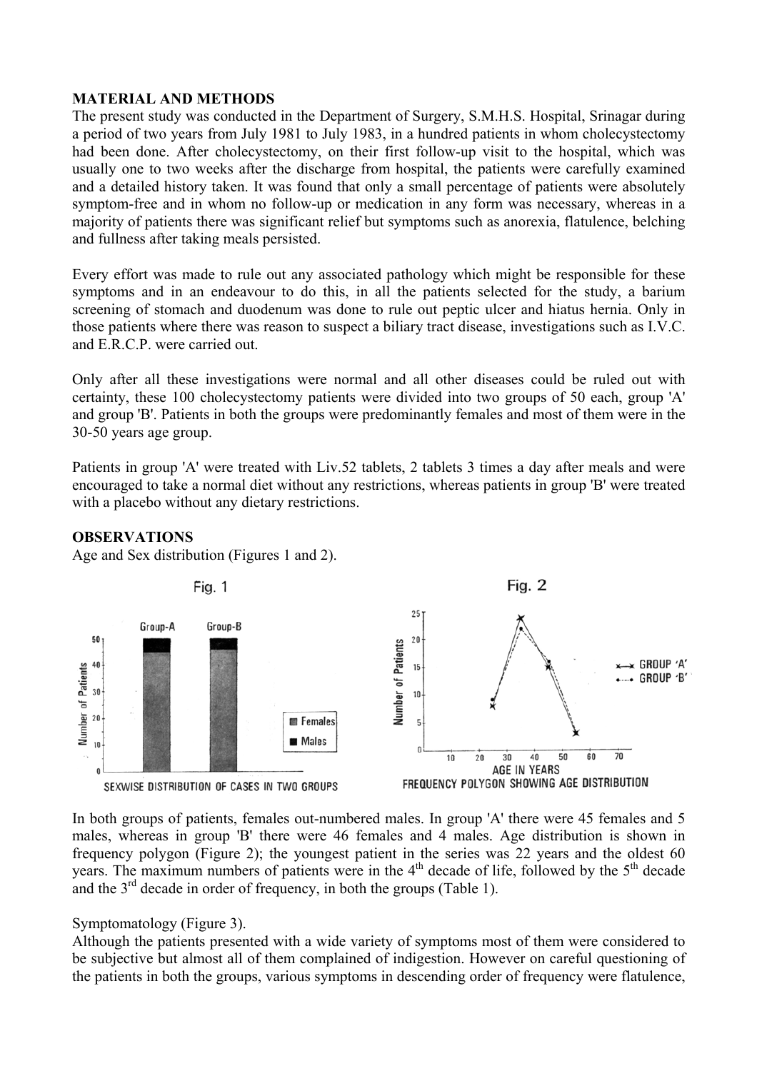## MATERIAL AND METHODS

The present study was conducted in the Department of Surgery, S.M.H.S. Hospital, Srinagar during a period of two years from July 1981 to July 1983, in a hundred patients in whom cholecystectomy had been done. After cholecystectomy, on their first follow-up visit to the hospital, which was usually one to two weeks after the discharge from hospital, the patients were carefully examined and a detailed history taken. It was found that only a small percentage of patients were absolutely symptom-free and in whom no follow-up or medication in any form was necessary, whereas in a majority of patients there was significant relief but symptoms such as anorexia, flatulence, belching and fullness after taking meals persisted.

Every effort was made to rule out any associated pathology which might be responsible for these symptoms and in an endeavour to do this, in all the patients selected for the study, a barium screening of stomach and duodenum was done to rule out peptic ulcer and hiatus hernia. Only in those patients where there was reason to suspect a biliary tract disease, investigations such as I.V.C. and E.R.C.P. were carried out.

Only after all these investigations were normal and all other diseases could be ruled out with certainty, these 100 cholecystectomy patients were divided into two groups of 50 each, group 'A' and group 'B'. Patients in both the groups were predominantly females and most of them were in the 30-50 years age group.

Patients in group 'A' were treated with Liv.52 tablets, 2 tablets 3 times a day after meals and were encouraged to take a normal diet without any restrictions, whereas patients in group 'B' were treated with a placebo without any dietary restrictions.

## OBSERVATIONS

Age and Sex distribution (Figures 1 and 2).

Fig. 1

SEXWISE DISTRIBUTION OF CASES IN TWO GROUPS

Fig. 2

FREQUENCY POLYGON SHOWING AGE DISTRIBUTION

In both groups of patients, females out-numbered males. In group 'A' there were 45 females and 5 males, whereas in group 'B' there were 46 females and 4 males. Age distribution is shown in frequency polygon (Figure 2); the youngest patient in the series was 22 years and the oldest 60 years. The maximum numbers of patients were in the 4th decade of life, followed by the 5th decade and the 3rd decade in order of frequency, in both the groups (Table 1).

Symptomatology (Figure 3).

Although the patients presented with a wide variety of symptoms most of them were considered to be subjective but almost all of them complained of indigestion. However on careful questioning of the patients in both the groups, various symptoms in descending order of frequency were flatulence,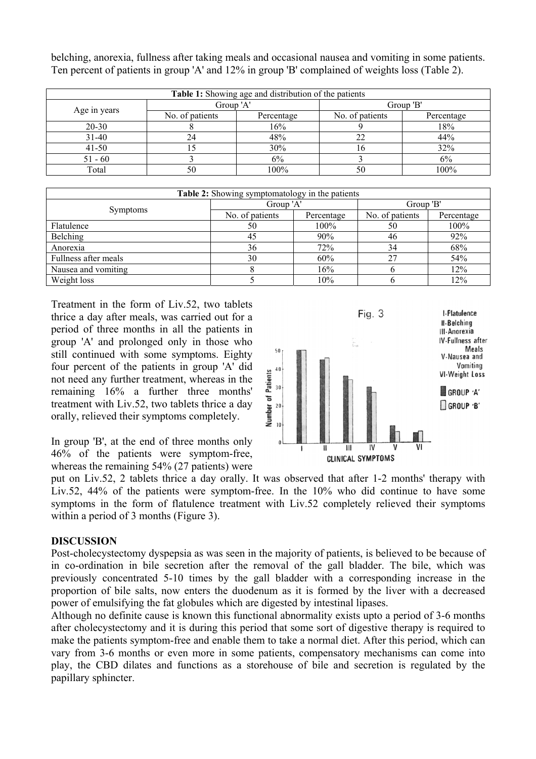belching, anorexia, fullness after taking meals and occasional nausea and vomiting in some patients. Ten percent of patients in group 'A' and 12% in group 'B' complained of weights loss (Table 2).

**Table 1:** Showing age and distribution of the patients

| Age in years | Group 'A' | | Group 'B' | |
|---|---|---|---|---|
| | No. of patients | Percentage | No. of patients | Percentage |
| 20-30 | 8 | 16% | 9 | 18% |
| 31-40 | 24 | 48% | 22 | 44% |
| 41-50 | 15 | 30% | 16 | 32% |
| 51 - 60 | 3 | 6% | 3 | 6% |
| Total | 50 | 100% | 50 | 100% |

**Table 2:** Showing symptomatology in the patients

| Symptoms | Group 'A' | | Group 'B' | |
|---|---|---|---|---|
| | No. of patients | Percentage | No. of patients | Percentage |
| Flatulence | 50 | 100% | 50 | 100% |
| Belching | 45 | 90% | 46 | 92% |
| Anorexia | 36 | 72% | 34 | 68% |
| Fullness after meals | 30 | 60% | 27 | 54% |
| Nausea and vomiting | 8 | 16% | 6 | 12% |
| Weight loss | 5 | 10% | 6 | 12% |

Treatment in the form of Liv.52, two tablets thrice a day after meals, was carried out for a period of three months in all the patients in group 'A' and prolonged only in those who still continued with some symptoms. Eighty four percent of the patients in group 'A' did not need any further treatment, whereas in the remaining 16% a further three months' treatment with Liv.52, two tablets thrice a day orally, relieved their symptoms completely.

In group 'B', at the end of three months only 46% of the patients were symptom-free, whereas the remaining 54% (27 patients) were put on Liv.52, 2 tablets thrice a day orally. It was observed that after 1-2 months' therapy with Liv.52, 44% of the patients were symptom-free. In the 10% who did continue to have some symptoms in the form of flatulence treatment with Liv.52 completely relieved their symptoms within a period of 3 months (Figure 3).

## DISCUSSION

Post-cholecystectomy dyspepsia as was seen in the majority of patients, is believed to be because of in co-ordination in bile secretion after the removal of the gall bladder. The bile, which was previously concentrated 5-10 times by the gall bladder with a corresponding increase in the proportion of bile salts, now enters the duodenum as it is formed by the liver with a decreased power of emulsifying the fat globules which are digested by intestinal lipases.

Although no definite cause is known this functional abnormality exists upto a period of 3-6 months after cholecystectomy and it is during this period that some sort of digestive therapy is required to make the patients symptom-free and enable them to take a normal diet. After this period, which can vary from 3-6 months or even more in some patients, compensatory mechanisms can come into play, the CBD dilates and functions as a storehouse of bile and secretion is regulated by the papillary sphincter.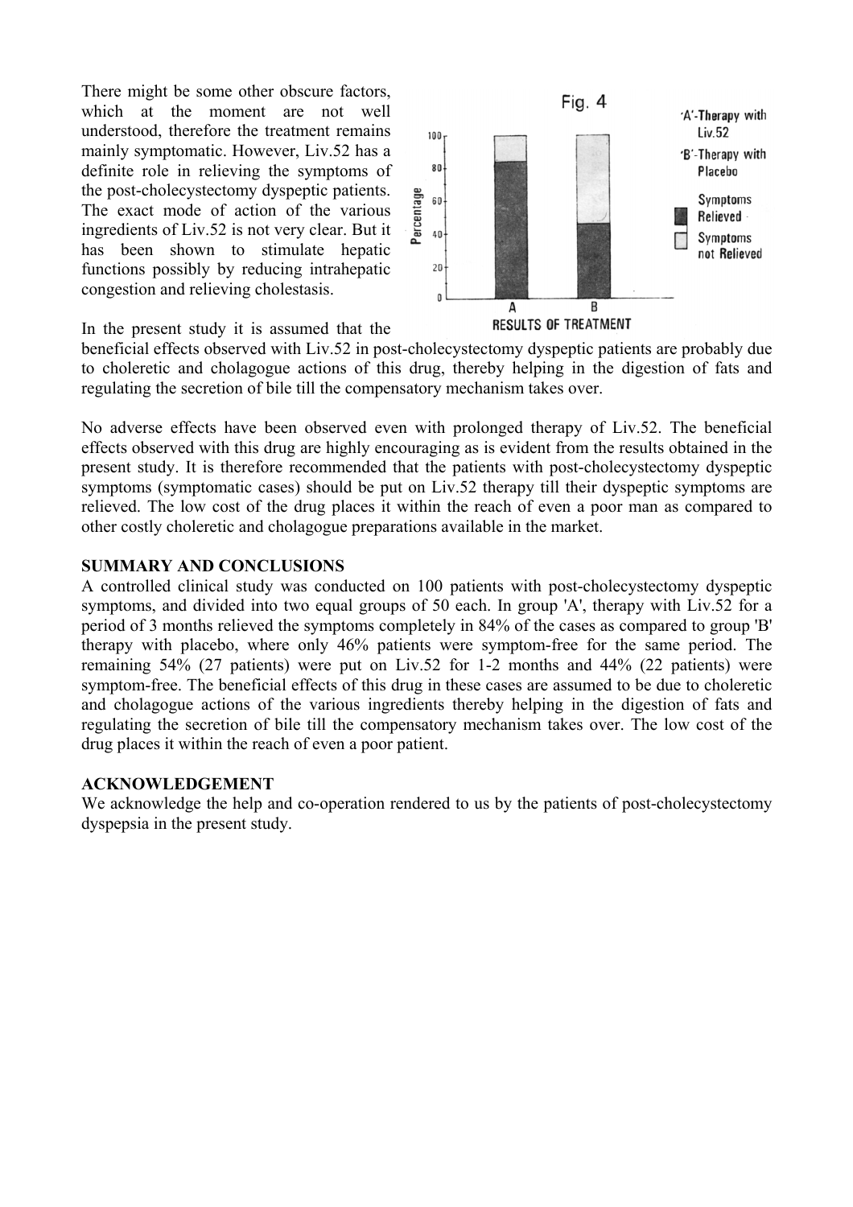There might be some other obscure factors, which at the moment are not well understood, therefore the treatment remains mainly symptomatic. However, Liv.52 has a definite role in relieving the symptoms of the post-cholecystectomy dyspeptic patients. The exact mode of action of the various ingredients of Liv.52 is not very clear. But it has been shown to stimulate hepatic functions possibly by reducing intrahepatic congestion and relieving cholestasis.

Fig. 4

'A'-Therapy with Liv.52
'B'-Therapy with Placebo
Symptoms Relieved
Symptoms not Relieved

Percentage
0
20
40
60
80
100
A
B
RESULTS OF TREATMENT

In the present study it is assumed that the beneficial effects observed with Liv.52 in post-cholecystectomy dyspeptic patients are probably due to choleretic and cholagogue actions of this drug, thereby helping in the digestion of fats and regulating the secretion of bile till the compensatory mechanism takes over.

No adverse effects have been observed even with prolonged therapy of Liv.52. The beneficial effects observed with this drug are highly encouraging as is evident from the results obtained in the present study. It is therefore recommended that the patients with post-cholecystectomy dyspeptic symptoms (symptomatic cases) should be put on Liv.52 therapy till their dyspeptic symptoms are relieved. The low cost of the drug places it within the reach of even a poor man as compared to other costly choleretic and cholagogue preparations available in the market.

## SUMMARY AND CONCLUSIONS

A controlled clinical study was conducted on 100 patients with post-cholecystectomy dyspeptic symptoms, and divided into two equal groups of 50 each. In group 'A', therapy with Liv.52 for a period of 3 months relieved the symptoms completely in 84% of the cases as compared to group 'B' therapy with placebo, where only 46% patients were symptom-free for the same period. The remaining 54% (27 patients) were put on Liv.52 for 1-2 months and 44% (22 patients) were symptom-free. The beneficial effects of this drug in these cases are assumed to be due to choleretic and cholagogue actions of the various ingredients thereby helping in the digestion of fats and regulating the secretion of bile till the compensatory mechanism takes over. The low cost of the drug places it within the reach of even a poor patient.

## ACKNOWLEDGEMENT

We acknowledge the help and co-operation rendered to us by the patients of post-cholecystectomy dyspepsia in the present study.